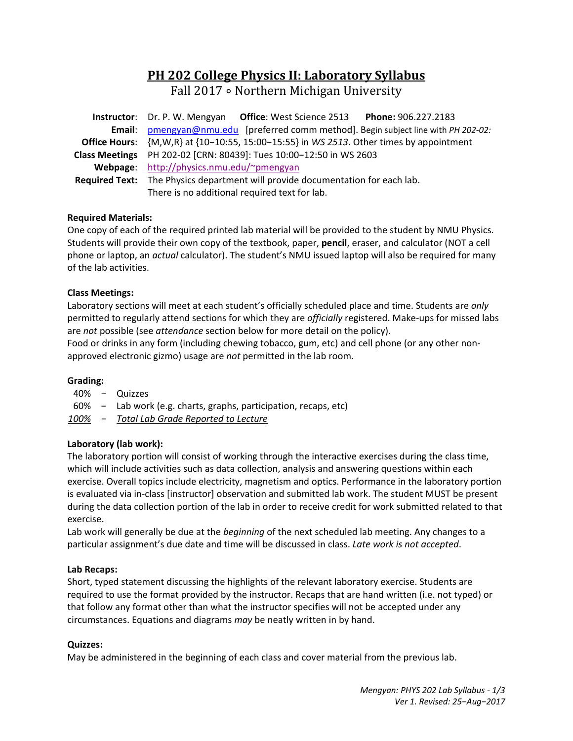# PH 202 College Physics II: Laboratory Syllabus

Fall 2017 ∘ Northern Michigan University

**Instructor**: Dr. P. W. Mengyan **Office**: West Science 2513 **Phone:** 906.227.2183
**Email**: pmengyan@nmu.edu [preferred comm method]. Begin subject line with *PH 202-02:*
**Office Hours**: {M,W,R} at {10−10:55, 15:00−15:55} in *WS 2513*. Other times by appointment
**Class Meetings** PH 202-02 [CRN: 80439]: Tues 10:00−12:50 in WS 2603
**Webpage**: http://physics.nmu.edu/~pmengyan
**Required Text:** The Physics department will provide documentation for each lab. There is no additional required text for lab.

**Required Materials:**
One copy of each of the required printed lab material will be provided to the student by NMU Physics. Students will provide their own copy of the textbook, paper, **pencil**, eraser, and calculator (NOT a cell phone or laptop, an *actual* calculator). The student's NMU issued laptop will also be required for many of the lab activities.

**Class Meetings:**
Laboratory sections will meet at each student's officially scheduled place and time. Students are *only* permitted to regularly attend sections for which they are *officially* registered. Make-ups for missed labs are *not* possible (see *attendance* section below for more detail on the policy).
Food or drinks in any form (including chewing tobacco, gum, etc) and cell phone (or any other non-approved electronic gizmo) usage are *not* permitted in the lab room.

**Grading:**
40% − Quizzes
60% − Lab work (e.g. charts, graphs, participation, recaps, etc)
*100%* − *Total Lab Grade Reported to Lecture*

**Laboratory (lab work):**
The laboratory portion will consist of working through the interactive exercises during the class time, which will include activities such as data collection, analysis and answering questions within each exercise. Overall topics include electricity, magnetism and optics. Performance in the laboratory portion is evaluated via in-class [instructor] observation and submitted lab work. The student MUST be present during the data collection portion of the lab in order to receive credit for work submitted related to that exercise.
Lab work will generally be due at the *beginning* of the next scheduled lab meeting. Any changes to a particular assignment's due date and time will be discussed in class. *Late work is not accepted*.

**Lab Recaps:**
Short, typed statement discussing the highlights of the relevant laboratory exercise. Students are required to use the format provided by the instructor. Recaps that are hand written (i.e. not typed) or that follow any format other than what the instructor specifies will not be accepted under any circumstances. Equations and diagrams *may* be neatly written in by hand.

**Quizzes:**
May be administered in the beginning of each class and cover material from the previous lab.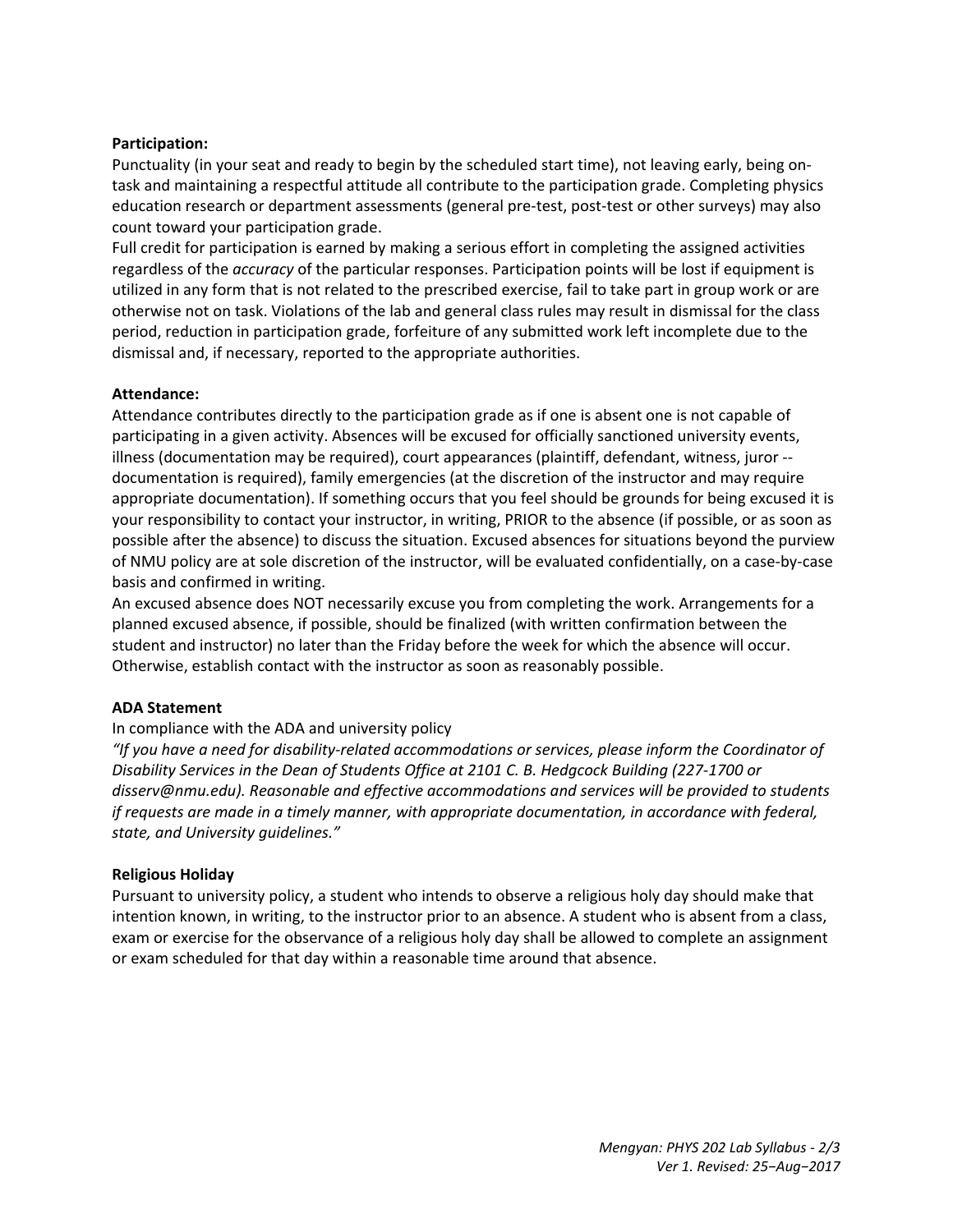**Participation:**

Punctuality (in your seat and ready to begin by the scheduled start time), not leaving early, being on-task and maintaining a respectful attitude all contribute to the participation grade. Completing physics education research or department assessments (general pre-test, post-test or other surveys) may also count toward your participation grade.

Full credit for participation is earned by making a serious effort in completing the assigned activities regardless of the *accuracy* of the particular responses. Participation points will be lost if equipment is utilized in any form that is not related to the prescribed exercise, fail to take part in group work or are otherwise not on task. Violations of the lab and general class rules may result in dismissal for the class period, reduction in participation grade, forfeiture of any submitted work left incomplete due to the dismissal and, if necessary, reported to the appropriate authorities.

**Attendance:**

Attendance contributes directly to the participation grade as if one is absent one is not capable of participating in a given activity. Absences will be excused for officially sanctioned university events, illness (documentation may be required), court appearances (plaintiff, defendant, witness, juror -- documentation is required), family emergencies (at the discretion of the instructor and may require appropriate documentation). If something occurs that you feel should be grounds for being excused it is your responsibility to contact your instructor, in writing, PRIOR to the absence (if possible, or as soon as possible after the absence) to discuss the situation. Excused absences for situations beyond the purview of NMU policy are at sole discretion of the instructor, will be evaluated confidentially, on a case-by-case basis and confirmed in writing.

An excused absence does NOT necessarily excuse you from completing the work. Arrangements for a planned excused absence, if possible, should be finalized (with written confirmation between the student and instructor) no later than the Friday before the week for which the absence will occur. Otherwise, establish contact with the instructor as soon as reasonably possible.

**ADA Statement**

In compliance with the ADA and university policy

*"If you have a need for disability-related accommodations or services, please inform the Coordinator of Disability Services in the Dean of Students Office at 2101 C. B. Hedgcock Building (227-1700 or disserv@nmu.edu). Reasonable and effective accommodations and services will be provided to students if requests are made in a timely manner, with appropriate documentation, in accordance with federal, state, and University guidelines."*

**Religious Holiday**

Pursuant to university policy, a student who intends to observe a religious holy day should make that intention known, in writing, to the instructor prior to an absence. A student who is absent from a class, exam or exercise for the observance of a religious holy day shall be allowed to complete an assignment or exam scheduled for that day within a reasonable time around that absence.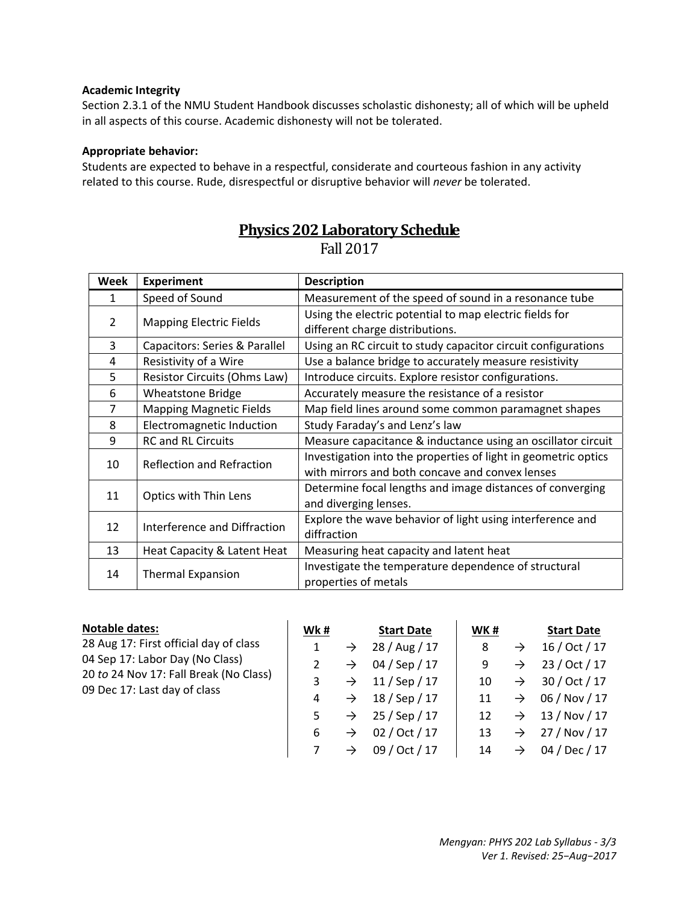**Academic Integrity**
Section 2.3.1 of the NMU Student Handbook discusses scholastic dishonesty; all of which will be upheld in all aspects of this course. Academic dishonesty will not be tolerated.

**Appropriate behavior:**
Students are expected to behave in a respectful, considerate and courteous fashion in any activity related to this course. Rude, disrespectful or disruptive behavior will *never* be tolerated.

## Physics 202 Laboratory Schedule

Fall 2017

| Week | Experiment | Description |
|---|---|---|
| 1 | Speed of Sound | Measurement of the speed of sound in a resonance tube |
| 2 | Mapping Electric Fields | Using the electric potential to map electric fields for different charge distributions. |
| 3 | Capacitors: Series & Parallel | Using an RC circuit to study capacitor circuit configurations |
| 4 | Resistivity of a Wire | Use a balance bridge to accurately measure resistivity |
| 5 | Resistor Circuits (Ohms Law) | Introduce circuits. Explore resistor configurations. |
| 6 | Wheatstone Bridge | Accurately measure the resistance of a resistor |
| 7 | Mapping Magnetic Fields | Map field lines around some common paramagnet shapes |
| 8 | Electromagnetic Induction | Study Faraday's and Lenz's law |
| 9 | RC and RL Circuits | Measure capacitance & inductance using an oscillator circuit |
| 10 | Reflection and Refraction | Investigation into the properties of light in geometric optics with mirrors and both concave and convex lenses |
| 11 | Optics with Thin Lens | Determine focal lengths and image distances of converging and diverging lenses. |
| 12 | Interference and Diffraction | Explore the wave behavior of light using interference and diffraction |
| 13 | Heat Capacity & Latent Heat | Measuring heat capacity and latent heat |
| 14 | Thermal Expansion | Investigate the temperature dependence of structural properties of metals |

**Notable dates:**
28 Aug 17: First official day of class
04 Sep 17: Labor Day (No Class)
20 *to* 24 Nov 17: Fall Break (No Class)
09 Dec 17: Last day of class

| Wk # | | Start Date | WK # | | Start Date |
|---|---|---|---|---|---|
| 1 | → | 28 / Aug / 17 | 8 | → | 16 / Oct / 17 |
| 2 | → | 04 / Sep / 17 | 9 | → | 23 / Oct / 17 |
| 3 | → | 11 / Sep / 17 | 10 | → | 30 / Oct / 17 |
| 4 | → | 18 / Sep / 17 | 11 | → | 06 / Nov / 17 |
| 5 | → | 25 / Sep / 17 | 12 | → | 13 / Nov / 17 |
| 6 | → | 02 / Oct / 17 | 13 | → | 27 / Nov / 17 |
| 7 | → | 09 / Oct / 17 | 14 | → | 04 / Dec / 17 |

*Ver 1. Revised: 25−Aug−2017*